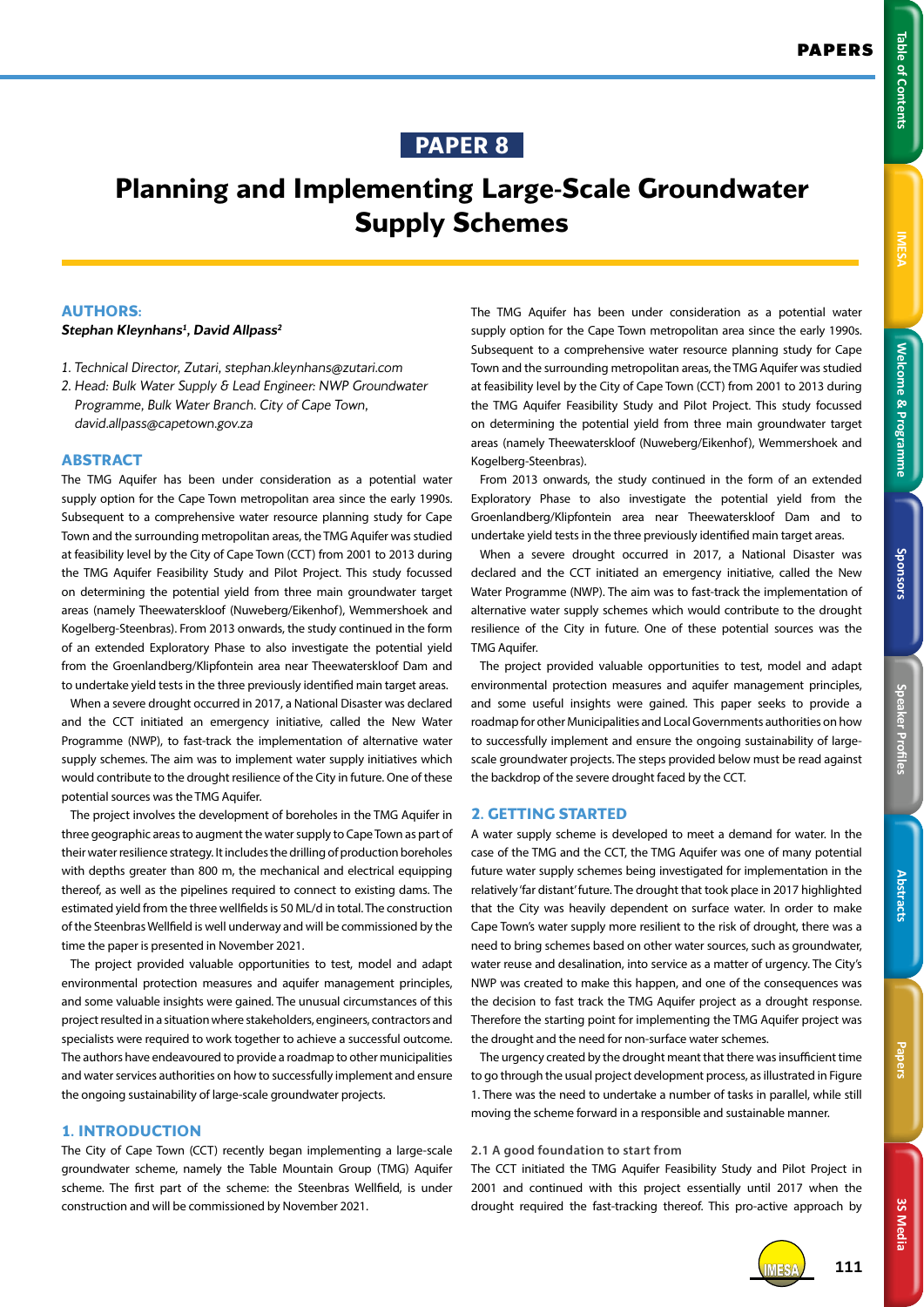# PAPER 8

# Planning and Implementing Large-Scale Groundwater Supply Schemes

## AUTHORS:

***Stephan Kleynhans[1], David Allpass[2]***

1. *Technical Director, Zutari, stephan.kleynhans@zutari.com*
2. *Head: Bulk Water Supply & Lead Engineer: NWP Groundwater Programme, Bulk Water Branch. City of Cape Town, david.allpass@capetown.gov.za*

## ABSTRACT

The TMG Aquifer has been under consideration as a potential water supply option for the Cape Town metropolitan area since the early 1990s. Subsequent to a comprehensive water resource planning study for Cape Town and the surrounding metropolitan areas, the TMG Aquifer was studied at feasibility level by the City of Cape Town (CCT) from 2001 to 2013 during the TMG Aquifer Feasibility Study and Pilot Project. This study focussed on determining the potential yield from three main groundwater target areas (namely Theewaterskloof (Nuweberg/Eikenhof), Wemmershoek and Kogelberg-Steenbras). From 2013 onwards, the study continued in the form of an extended Exploratory Phase to also investigate the potential yield from the Groenlandberg/Klipfontein area near Theewaterskloof Dam and to undertake yield tests in the three previously identified main target areas.

When a severe drought occurred in 2017, a National Disaster was declared and the CCT initiated an emergency initiative, called the New Water Programme (NWP), to fast-track the implementation of alternative water supply schemes. The aim was to implement water supply initiatives which would contribute to the drought resilience of the City in future. One of these potential sources was the TMG Aquifer.

The project involves the development of boreholes in the TMG Aquifer in three geographic areas to augment the water supply to Cape Town as part of their water resilience strategy. It includes the drilling of production boreholes with depths greater than 800 m, the mechanical and electrical equipping thereof, as well as the pipelines required to connect to existing dams. The estimated yield from the three wellfields is 50 ML/d in total. The construction of the Steenbras Wellfield is well underway and will be commissioned by the time the paper is presented in November 2021.

The project provided valuable opportunities to test, model and adapt environmental protection measures and aquifer management principles, and some valuable insights were gained. The unusual circumstances of this project resulted in a situation where stakeholders, engineers, contractors and specialists were required to work together to achieve a successful outcome. The authors have endeavoured to provide a roadmap to other municipalities and water services authorities on how to successfully implement and ensure the ongoing sustainability of large-scale groundwater projects.

## 1. INTRODUCTION

The City of Cape Town (CCT) recently began implementing a large-scale groundwater scheme, namely the Table Mountain Group (TMG) Aquifer scheme. The first part of the scheme: the Steenbras Wellfield, is under construction and will be commissioned by November 2021.

The TMG Aquifer has been under consideration as a potential water supply option for the Cape Town metropolitan area since the early 1990s. Subsequent to a comprehensive water resource planning study for Cape Town and the surrounding metropolitan areas, the TMG Aquifer was studied at feasibility level by the City of Cape Town (CCT) from 2001 to 2013 during the TMG Aquifer Feasibility Study and Pilot Project. This study focussed on determining the potential yield from three main groundwater target areas (namely Theewaterskloof (Nuweberg/Eikenhof), Wemmershoek and Kogelberg-Steenbras).

From 2013 onwards, the study continued in the form of an extended Exploratory Phase to also investigate the potential yield from the Groenlandberg/Klipfontein area near Theewaterskloof Dam and to undertake yield tests in the three previously identified main target areas.

When a severe drought occurred in 2017, a National Disaster was declared and the CCT initiated an emergency initiative, called the New Water Programme (NWP). The aim was to fast-track the implementation of alternative water supply schemes which would contribute to the drought resilience of the City in future. One of these potential sources was the TMG Aquifer.

The project provided valuable opportunities to test, model and adapt environmental protection measures and aquifer management principles, and some useful insights were gained. This paper seeks to provide a roadmap for other Municipalities and Local Governments authorities on how to successfully implement and ensure the ongoing sustainability of large-scale groundwater projects. The steps provided below must be read against the backdrop of the severe drought faced by the CCT.

## 2. GETTING STARTED

A water supply scheme is developed to meet a demand for water. In the case of the TMG and the CCT, the TMG Aquifer was one of many potential future water supply schemes being investigated for implementation in the relatively 'far distant' future. The drought that took place in 2017 highlighted that the City was heavily dependent on surface water. In order to make Cape Town's water supply more resilient to the risk of drought, there was a need to bring schemes based on other water sources, such as groundwater, water reuse and desalination, into service as a matter of urgency. The City's NWP was created to make this happen, and one of the consequences was the decision to fast track the TMG Aquifer project as a drought response. Therefore the starting point for implementing the TMG Aquifer project was the drought and the need for non-surface water schemes.

The urgency created by the drought meant that there was insufficient time to go through the usual project development process, as illustrated in Figure 1. There was the need to undertake a number of tasks in parallel, while still moving the scheme forward in a responsible and sustainable manner.

### 2.1 A good foundation to start from

The CCT initiated the TMG Aquifer Feasibility Study and Pilot Project in 2001 and continued with this project essentially until 2017 when the drought required the fast-tracking thereof. This pro-active approach by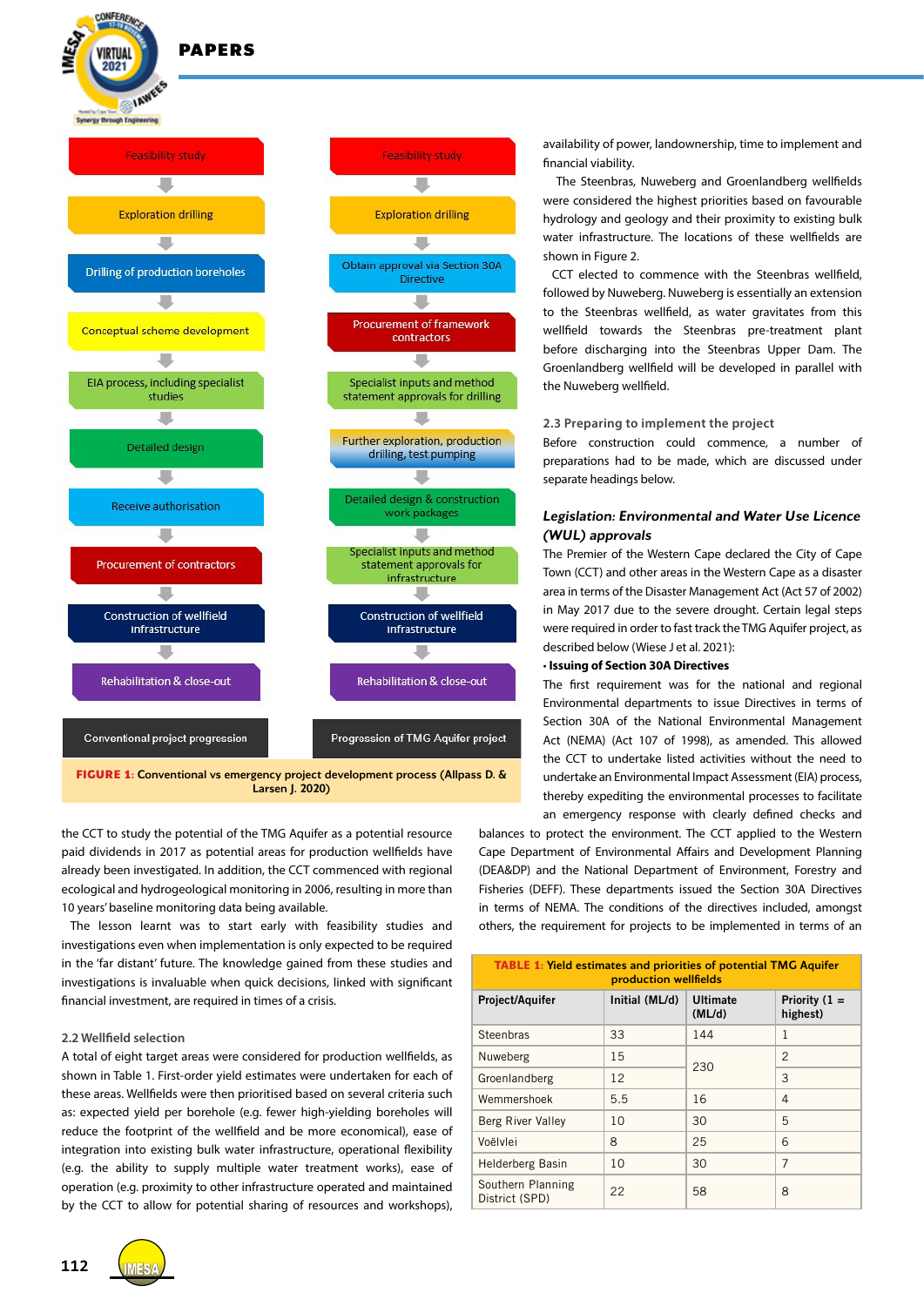Feasibility study

Exploration drilling

Drilling of production boreholes

Conceptual scheme development

EIA process, including specialist studies

Detailed design

Receive authorisation

Procurement of contractors

Construction of wellfield infrastructure

Rehabilitation & close-out

Conventional project progression

Feasibility study

Exploration drilling

Obtain approval via Section 30A Directive

Procurement of framework contractors

Specialist inputs and method statement approvals for drilling

Further exploration, production drilling, test pumping

Detailed design & construction work packages

Specialist inputs and method statement approvals for infrastructure

Construction of wellfield infrastructure

Rehabilitation & close-out

Progression of TMG Aquifer project

**FIGURE 1:** Conventional vs emergency project development process (Allpass D. & Larsen J. 2020)

the CCT to study the potential of the TMG Aquifer as a potential resource paid dividends in 2017 as potential areas for production wellfields have already been investigated. In addition, the CCT commenced with regional ecological and hydrogeological monitoring in 2006, resulting in more than 10 years' baseline monitoring data being available.

The lesson learnt was to start early with feasibility studies and investigations even when implementation is only expected to be required in the 'far distant' future. The knowledge gained from these studies and investigations is invaluable when quick decisions, linked with significant financial investment, are required in times of a crisis.

### 2.2 Wellfield selection

A total of eight target areas were considered for production wellfields, as shown in Table 1. First-order yield estimates were undertaken for each of these areas. Wellfields were then prioritised based on several criteria such as: expected yield per borehole (e.g. fewer high-yielding boreholes will reduce the footprint of the wellfield and be more economical), ease of integration into existing bulk water infrastructure, operational flexibility (e.g. the ability to supply multiple water treatment works), ease of operation (e.g. proximity to other infrastructure operated and maintained by the CCT to allow for potential sharing of resources and workshops), availability of power, landownership, time to implement and financial viability.

The Steenbras, Nuweberg and Groenlandberg wellfields were considered the highest priorities based on favourable hydrology and geology and their proximity to existing bulk water infrastructure. The locations of these wellfields are shown in Figure 2.

CCT elected to commence with the Steenbras wellfield, followed by Nuweberg. Nuweberg is essentially an extension to the Steenbras wellfield, as water gravitates from this wellfield towards the Steenbras pre-treatment plant before discharging into the Steenbras Upper Dam. The Groenlandberg wellfield will be developed in parallel with the Nuweberg wellfield.

### 2.3 Preparing to implement the project

Before construction could commence, a number of preparations had to be made, which are discussed under separate headings below.

#### *Legislation: Environmental and Water Use Licence (WUL) approvals*

The Premier of the Western Cape declared the City of Cape Town (CCT) and other areas in the Western Cape as a disaster area in terms of the Disaster Management Act (Act 57 of 2002) in May 2017 due to the severe drought. Certain legal steps were required in order to fast track the TMG Aquifer project, as described below (Wiese J et al. 2021):

- **Issuing of Section 30A Directives**

The first requirement was for the national and regional Environmental departments to issue Directives in terms of Section 30A of the National Environmental Management Act (NEMA) (Act 107 of 1998), as amended. This allowed the CCT to undertake listed activities without the need to undertake an Environmental Impact Assessment (EIA) process, thereby expediting the environmental processes to facilitate an emergency response with clearly defined checks and balances to protect the environment. The CCT applied to the Western Cape Department of Environmental Affairs and Development Planning (DEA&DP) and the National Department of Environment, Forestry and Fisheries (DEFF). These departments issued the Section 30A Directives in terms of NEMA. The conditions of the directives included, amongst others, the requirement for projects to be implemented in terms of an

**TABLE 1:** Yield estimates and priorities of potential TMG Aquifer production wellfields

| Project/Aquifer | Initial (ML/d) | Ultimate (ML/d) | Priority (1 = highest) |
|---|---|---|---|
| Steenbras | 33 | 144 | 1 |
| Nuweberg | 15 | 230 | 2 |
| Groenlandberg | 12 | | 3 |
| Wemmershoek | 5.5 | 16 | 4 |
| Berg River Valley | 10 | 30 | 5 |
| Voëlvlei | 8 | 25 | 6 |
| Helderberg Basin | 10 | 30 | 7 |
| Southern Planning District (SPD) | 22 | 58 | 8 |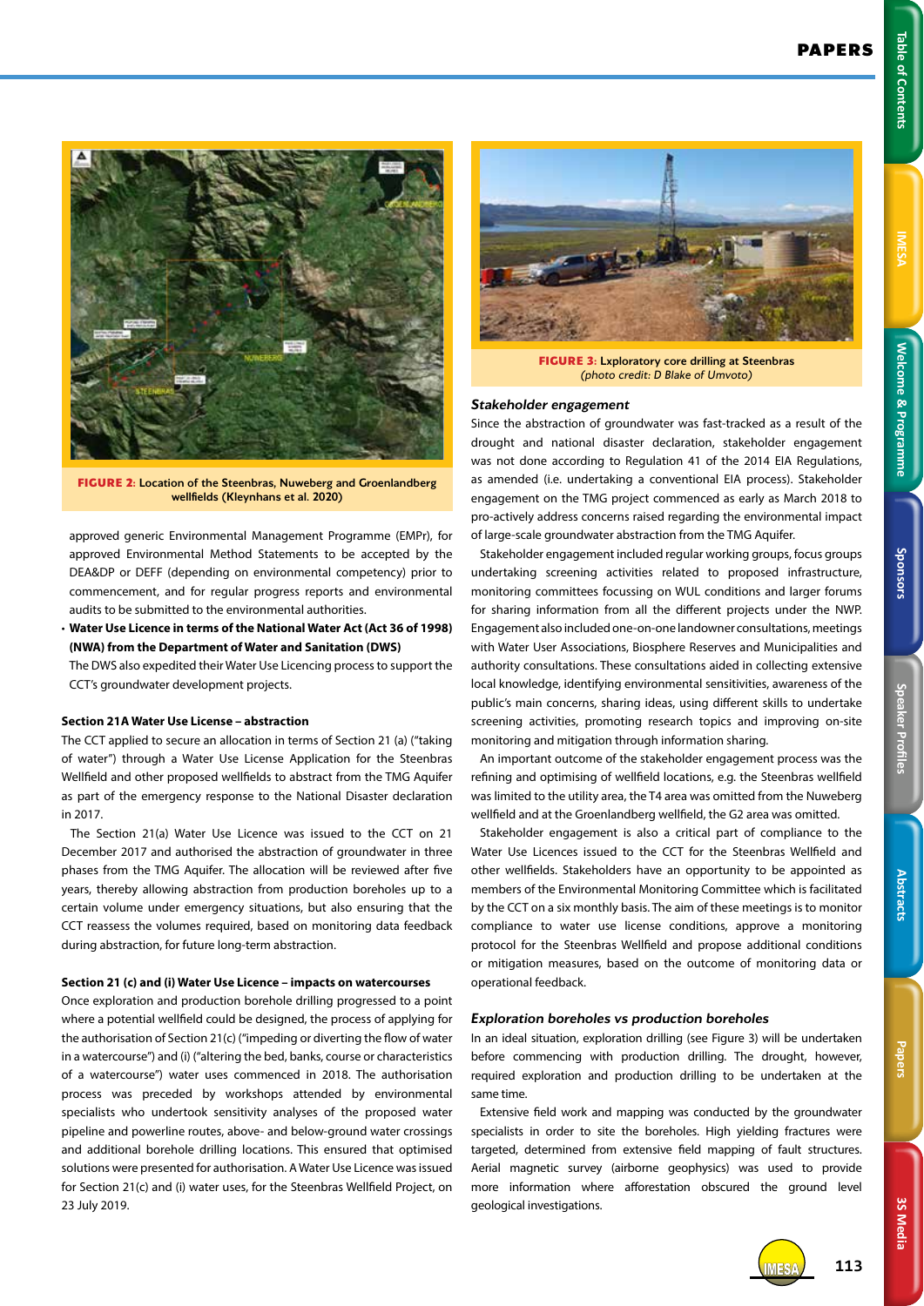**FIGURE 2:** Location of the Steenbras, Nuweberg and Groenlandberg wellfields (Kleynhans et al. 2020)

approved generic Environmental Management Programme (EMPr), for approved Environmental Method Statements to be accepted by the DEA&DP or DEFF (depending on environmental competency) prior to commencement, and for regular progress reports and environmental audits to be submitted to the environmental authorities.

- **Water Use Licence in terms of the National Water Act (Act 36 of 1998) (NWA) from the Department of Water and Sanitation (DWS)**
  The DWS also expedited their Water Use Licencing process to support the CCT's groundwater development projects.

**Section 21A Water Use License – abstraction**

The CCT applied to secure an allocation in terms of Section 21 (a) ("taking of water") through a Water Use License Application for the Steenbras Wellfield and other proposed wellfields to abstract from the TMG Aquifer as part of the emergency response to the National Disaster declaration in 2017.

The Section 21(a) Water Use Licence was issued to the CCT on 21 December 2017 and authorised the abstraction of groundwater in three phases from the TMG Aquifer. The allocation will be reviewed after five years, thereby allowing abstraction from production boreholes up to a certain volume under emergency situations, but also ensuring that the CCT reassess the volumes required, based on monitoring data feedback during abstraction, for future long-term abstraction.

**Section 21 (c) and (i) Water Use Licence – impacts on watercourses**

Once exploration and production borehole drilling progressed to a point where a potential wellfield could be designed, the process of applying for the authorisation of Section 21(c) ("impeding or diverting the flow of water in a watercourse") and (i) ("altering the bed, banks, course or characteristics of a watercourse") water uses commenced in 2018. The authorisation process was preceded by workshops attended by environmental specialists who undertook sensitivity analyses of the proposed water pipeline and powerline routes, above- and below-ground water crossings and additional borehole drilling locations. This ensured that optimised solutions were presented for authorisation. A Water Use Licence was issued for Section 21(c) and (i) water uses, for the Steenbras Wellfield Project, on 23 July 2019.

**FIGURE 3:** Lxploratory core drilling at Steenbras
*(photo credit: D Blake of Umvoto)*

### *Stakeholder engagement*

Since the abstraction of groundwater was fast-tracked as a result of the drought and national disaster declaration, stakeholder engagement was not done according to Regulation 41 of the 2014 EIA Regulations, as amended (i.e. undertaking a conventional EIA process). Stakeholder engagement on the TMG project commenced as early as March 2018 to pro-actively address concerns raised regarding the environmental impact of large-scale groundwater abstraction from the TMG Aquifer.

Stakeholder engagement included regular working groups, focus groups undertaking screening activities related to proposed infrastructure, monitoring committees focussing on WUL conditions and larger forums for sharing information from all the different projects under the NWP. Engagement also included one-on-one landowner consultations, meetings with Water User Associations, Biosphere Reserves and Municipalities and authority consultations. These consultations aided in collecting extensive local knowledge, identifying environmental sensitivities, awareness of the public's main concerns, sharing ideas, using different skills to undertake screening activities, promoting research topics and improving on-site monitoring and mitigation through information sharing.

An important outcome of the stakeholder engagement process was the refining and optimising of wellfield locations, e.g. the Steenbras wellfield was limited to the utility area, the T4 area was omitted from the Nuweberg wellfield and at the Groenlandberg wellfield, the G2 area was omitted.

Stakeholder engagement is also a critical part of compliance to the Water Use Licences issued to the CCT for the Steenbras Wellfield and other wellfields. Stakeholders have an opportunity to be appointed as members of the Environmental Monitoring Committee which is facilitated by the CCT on a six monthly basis. The aim of these meetings is to monitor compliance to water use license conditions, approve a monitoring protocol for the Steenbras Wellfield and propose additional conditions or mitigation measures, based on the outcome of monitoring data or operational feedback.

### *Exploration boreholes vs production boreholes*

In an ideal situation, exploration drilling (see Figure 3) will be undertaken before commencing with production drilling. The drought, however, required exploration and production drilling to be undertaken at the same time.

Extensive field work and mapping was conducted by the groundwater specialists in order to site the boreholes. High yielding fractures were targeted, determined from extensive field mapping of fault structures. Aerial magnetic survey (airborne geophysics) was used to provide more information where afforestation obscured the ground level geological investigations.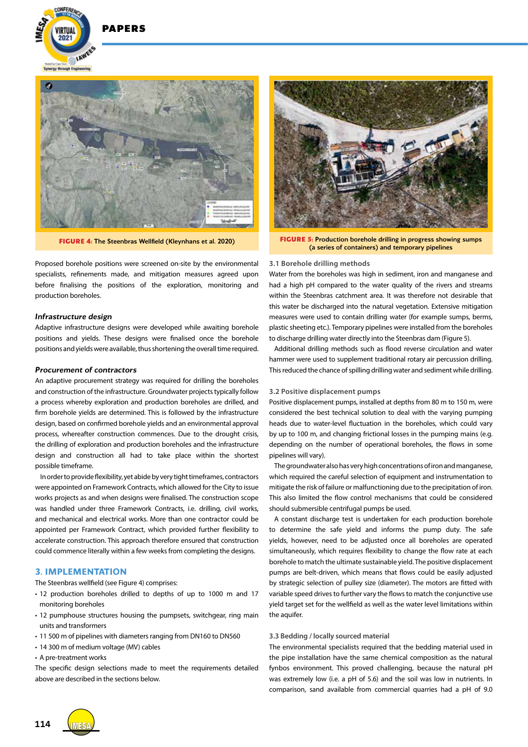**FIGURE 4:** The Steenbras Wellfield (Kleynhans et al. 2020)

**FIGURE 5:** Production borehole drilling in progress showing sumps (a series of containers) and temporary pipelines

Proposed borehole positions were screened on-site by the environmental specialists, refinements made, and mitigation measures agreed upon before finalising the positions of the exploration, monitoring and production boreholes.

### *Infrastructure design*

Adaptive infrastructure designs were developed while awaiting borehole positions and yields. These designs were finalised once the borehole positions and yields were available, thus shortening the overall time required.

### *Procurement of contractors*

An adaptive procurement strategy was required for drilling the boreholes and construction of the infrastructure. Groundwater projects typically follow a process whereby exploration and production boreholes are drilled, and firm borehole yields are determined. This is followed by the infrastructure design, based on confirmed borehole yields and an environmental approval process, whereafter construction commences. Due to the drought crisis, the drilling of exploration and production boreholes and the infrastructure design and construction all had to take place within the shortest possible timeframe.

In order to provide flexibility, yet abide by very tight timeframes, contractors were appointed on Framework Contracts, which allowed for the City to issue works projects as and when designs were finalised. The construction scope was handled under three Framework Contracts, i.e. drilling, civil works, and mechanical and electrical works. More than one contractor could be appointed per Framework Contract, which provided further flexibility to accelerate construction. This approach therefore ensured that construction could commence literally within a few weeks from completing the designs.

## 3. IMPLEMENTATION

The Steenbras wellfield (see Figure 4) comprises:

- 12 production boreholes drilled to depths of up to 1000 m and 17 monitoring boreholes
- 12 pumphouse structures housing the pumpsets, switchgear, ring main units and transformers
- 11 500 m of pipelines with diameters ranging from DN160 to DN560
- 14 300 m of medium voltage (MV) cables
- A pre-treatment works

The specific design selections made to meet the requirements detailed above are described in the sections below.

### 3.1 Borehole drilling methods

Water from the boreholes was high in sediment, iron and manganese and had a high pH compared to the water quality of the rivers and streams within the Steenbras catchment area. It was therefore not desirable that this water be discharged into the natural vegetation. Extensive mitigation measures were used to contain drilling water (for example sumps, berms, plastic sheeting etc.). Temporary pipelines were installed from the boreholes to discharge drilling water directly into the Steenbras dam (Figure 5).

Additional drilling methods such as flood reverse circulation and water hammer were used to supplement traditional rotary air percussion drilling. This reduced the chance of spilling drilling water and sediment while drilling.

### 3.2 Positive displacement pumps

Positive displacement pumps, installed at depths from 80 m to 150 m, were considered the best technical solution to deal with the varying pumping heads due to water-level fluctuation in the boreholes, which could vary by up to 100 m, and changing frictional losses in the pumping mains (e.g. depending on the number of operational boreholes, the flows in some pipelines will vary).

The groundwater also has very high concentrations of iron and manganese, which required the careful selection of equipment and instrumentation to mitigate the risk of failure or malfunctioning due to the precipitation of iron. This also limited the flow control mechanisms that could be considered should submersible centrifugal pumps be used.

A constant discharge test is undertaken for each production borehole to determine the safe yield and informs the pump duty. The safe yields, however, need to be adjusted once all boreholes are operated simultaneously, which requires flexibility to change the flow rate at each borehole to match the ultimate sustainable yield. The positive displacement pumps are belt-driven, which means that flows could be easily adjusted by strategic selection of pulley size (diameter). The motors are fitted with variable speed drives to further vary the flows to match the conjunctive use yield target set for the wellfield as well as the water level limitations within the aquifer.

### 3.3 Bedding / locally sourced material

The environmental specialists required that the bedding material used in the pipe installation have the same chemical composition as the natural fynbos environment. This proved challenging, because the natural pH was extremely low (i.e. a pH of 5.6) and the soil was low in nutrients. In comparison, sand available from commercial quarries had a pH of 9.0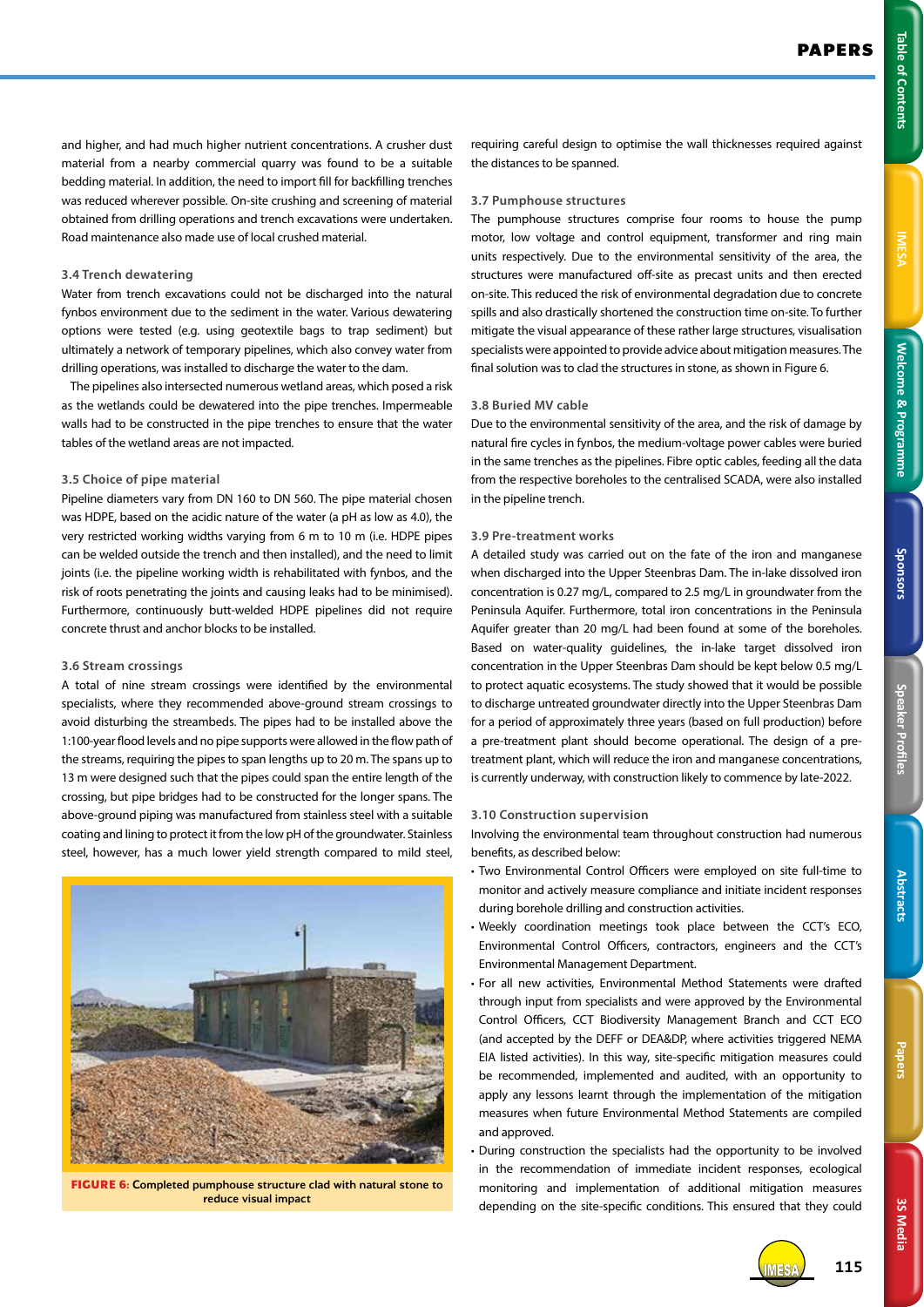and higher, and had much higher nutrient concentrations. A crusher dust material from a nearby commercial quarry was found to be a suitable bedding material. In addition, the need to import fill for backfilling trenches was reduced wherever possible. On-site crushing and screening of material obtained from drilling operations and trench excavations were undertaken. Road maintenance also made use of local crushed material.

### 3.4 Trench dewatering

Water from trench excavations could not be discharged into the natural fynbos environment due to the sediment in the water. Various dewatering options were tested (e.g. using geotextile bags to trap sediment) but ultimately a network of temporary pipelines, which also convey water from drilling operations, was installed to discharge the water to the dam.

The pipelines also intersected numerous wetland areas, which posed a risk as the wetlands could be dewatered into the pipe trenches. Impermeable walls had to be constructed in the pipe trenches to ensure that the water tables of the wetland areas are not impacted.

### 3.5 Choice of pipe material

Pipeline diameters vary from DN 160 to DN 560. The pipe material chosen was HDPE, based on the acidic nature of the water (a pH as low as 4.0), the very restricted working widths varying from 6 m to 10 m (i.e. HDPE pipes can be welded outside the trench and then installed), and the need to limit joints (i.e. the pipeline working width is rehabilitated with fynbos, and the risk of roots penetrating the joints and causing leaks had to be minimised). Furthermore, continuously butt-welded HDPE pipelines did not require concrete thrust and anchor blocks to be installed.

### 3.6 Stream crossings

A total of nine stream crossings were identified by the environmental specialists, where they recommended above-ground stream crossings to avoid disturbing the streambeds. The pipes had to be installed above the 1:100-year flood levels and no pipe supports were allowed in the flow path of the streams, requiring the pipes to span lengths up to 20 m. The spans up to 13 m were designed such that the pipes could span the entire length of the crossing, but pipe bridges had to be constructed for the longer spans. The above-ground piping was manufactured from stainless steel with a suitable coating and lining to protect it from the low pH of the groundwater. Stainless steel, however, has a much lower yield strength compared to mild steel, requiring careful design to optimise the wall thicknesses required against the distances to be spanned.

**FIGURE 6:** Completed pumphouse structure clad with natural stone to reduce visual impact

### 3.7 Pumphouse structures

The pumphouse structures comprise four rooms to house the pump motor, low voltage and control equipment, transformer and ring main units respectively. Due to the environmental sensitivity of the area, the structures were manufactured off-site as precast units and then erected on-site. This reduced the risk of environmental degradation due to concrete spills and also drastically shortened the construction time on-site. To further mitigate the visual appearance of these rather large structures, visualisation specialists were appointed to provide advice about mitigation measures. The final solution was to clad the structures in stone, as shown in Figure 6.

### 3.8 Buried MV cable

Due to the environmental sensitivity of the area, and the risk of damage by natural fire cycles in fynbos, the medium-voltage power cables were buried in the same trenches as the pipelines. Fibre optic cables, feeding all the data from the respective boreholes to the centralised SCADA, were also installed in the pipeline trench.

### 3.9 Pre-treatment works

A detailed study was carried out on the fate of the iron and manganese when discharged into the Upper Steenbras Dam. The in-lake dissolved iron concentration is 0.27 mg/L, compared to 2.5 mg/L in groundwater from the Peninsula Aquifer. Furthermore, total iron concentrations in the Peninsula Aquifer greater than 20 mg/L had been found at some of the boreholes. Based on water-quality guidelines, the in-lake target dissolved iron concentration in the Upper Steenbras Dam should be kept below 0.5 mg/L to protect aquatic ecosystems. The study showed that it would be possible to discharge untreated groundwater directly into the Upper Steenbras Dam for a period of approximately three years (based on full production) before a pre-treatment plant should become operational. The design of a pre-treatment plant, which will reduce the iron and manganese concentrations, is currently underway, with construction likely to commence by late-2022.

### 3.10 Construction supervision

Involving the environmental team throughout construction had numerous benefits, as described below:

- Two Environmental Control Officers were employed on site full-time to monitor and actively measure compliance and initiate incident responses during borehole drilling and construction activities.
- Weekly coordination meetings took place between the CCT's ECO, Environmental Control Officers, contractors, engineers and the CCT's Environmental Management Department.
- For all new activities, Environmental Method Statements were drafted through input from specialists and were approved by the Environmental Control Officers, CCT Biodiversity Management Branch and CCT ECO (and accepted by the DEFF or DEA&DP, where activities triggered NEMA EIA listed activities). In this way, site-specific mitigation measures could be recommended, implemented and audited, with an opportunity to apply any lessons learnt through the implementation of the mitigation measures when future Environmental Method Statements are compiled and approved.
- During construction the specialists had the opportunity to be involved in the recommendation of immediate incident responses, ecological monitoring and implementation of additional mitigation measures depending on the site-specific conditions. This ensured that they could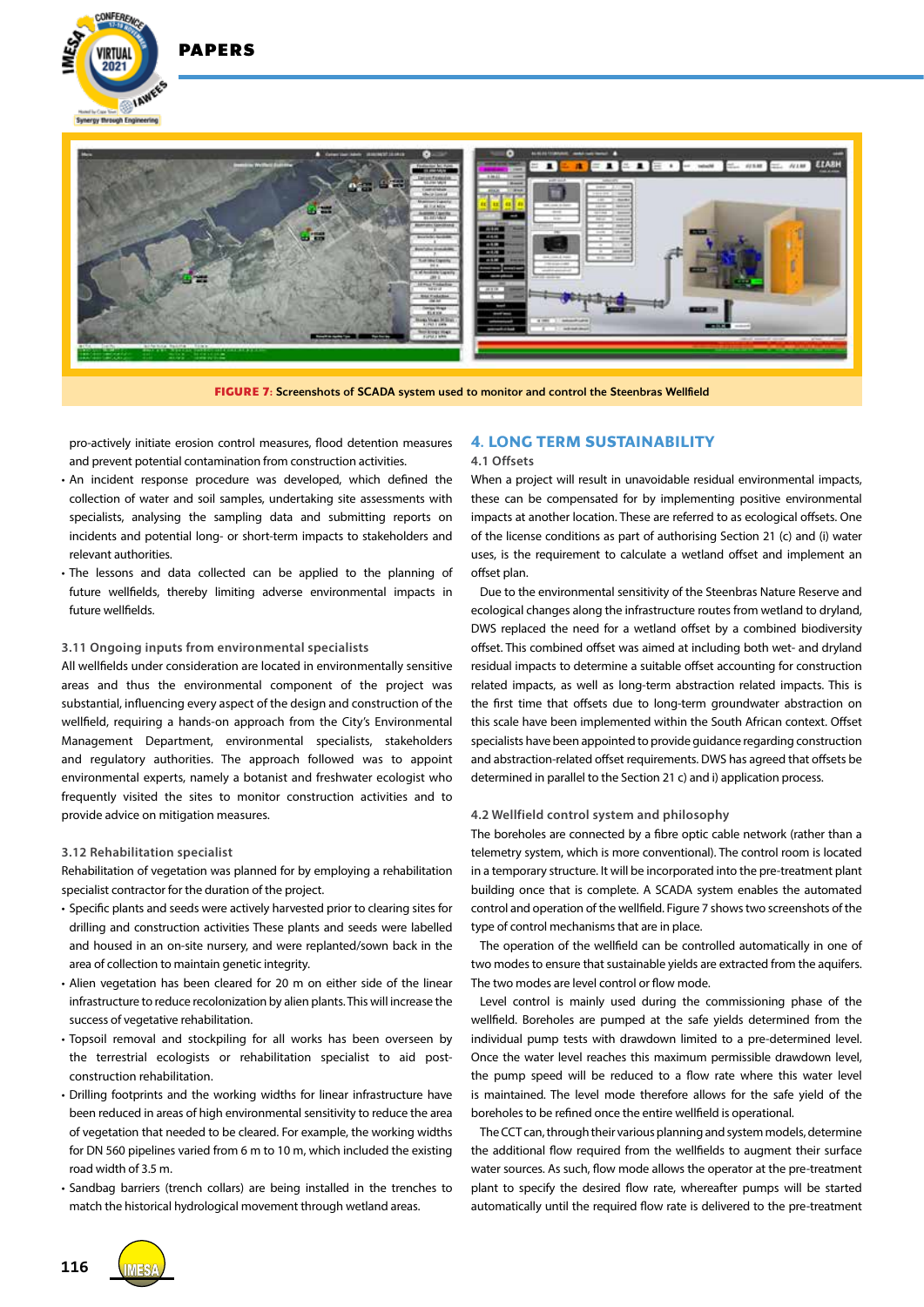**FIGURE 7:** Screenshots of SCADA system used to monitor and control the Steenbras Wellfield

pro-actively initiate erosion control measures, flood detention measures and prevent potential contamination from construction activities.

- An incident response procedure was developed, which defined the collection of water and soil samples, undertaking site assessments with specialists, analysing the sampling data and submitting reports on incidents and potential long- or short-term impacts to stakeholders and relevant authorities.
- The lessons and data collected can be applied to the planning of future wellfields, thereby limiting adverse environmental impacts in future wellfields.

### 3.11 Ongoing inputs from environmental specialists

All wellfields under consideration are located in environmentally sensitive areas and thus the environmental component of the project was substantial, influencing every aspect of the design and construction of the wellfield, requiring a hands-on approach from the City's Environmental Management Department, environmental specialists, stakeholders and regulatory authorities. The approach followed was to appoint environmental experts, namely a botanist and freshwater ecologist who frequently visited the sites to monitor construction activities and to provide advice on mitigation measures.

### 3.12 Rehabilitation specialist

Rehabilitation of vegetation was planned for by employing a rehabilitation specialist contractor for the duration of the project.

- Specific plants and seeds were actively harvested prior to clearing sites for drilling and construction activities These plants and seeds were labelled and housed in an on-site nursery, and were replanted/sown back in the area of collection to maintain genetic integrity.
- Alien vegetation has been cleared for 20 m on either side of the linear infrastructure to reduce recolonization by alien plants. This will increase the success of vegetative rehabilitation.
- Topsoil removal and stockpiling for all works has been overseen by the terrestrial ecologists or rehabilitation specialist to aid post-construction rehabilitation.
- Drilling footprints and the working widths for linear infrastructure have been reduced in areas of high environmental sensitivity to reduce the area of vegetation that needed to be cleared. For example, the working widths for DN 560 pipelines varied from 6 m to 10 m, which included the existing road width of 3.5 m.
- Sandbag barriers (trench collars) are being installed in the trenches to match the historical hydrological movement through wetland areas.

## 4. LONG TERM SUSTAINABILITY

### 4.1 Offsets

When a project will result in unavoidable residual environmental impacts, these can be compensated for by implementing positive environmental impacts at another location. These are referred to as ecological offsets. One of the license conditions as part of authorising Section 21 (c) and (i) water uses, is the requirement to calculate a wetland offset and implement an offset plan.

Due to the environmental sensitivity of the Steenbras Nature Reserve and ecological changes along the infrastructure routes from wetland to dryland, DWS replaced the need for a wetland offset by a combined biodiversity offset. This combined offset was aimed at including both wet- and dryland residual impacts to determine a suitable offset accounting for construction related impacts, as well as long-term abstraction related impacts. This is the first time that offsets due to long-term groundwater abstraction on this scale have been implemented within the South African context. Offset specialists have been appointed to provide guidance regarding construction and abstraction-related offset requirements. DWS has agreed that offsets be determined in parallel to the Section 21 c) and i) application process.

### 4.2 Wellfield control system and philosophy

The boreholes are connected by a fibre optic cable network (rather than a telemetry system, which is more conventional). The control room is located in a temporary structure. It will be incorporated into the pre-treatment plant building once that is complete. A SCADA system enables the automated control and operation of the wellfield. Figure 7 shows two screenshots of the type of control mechanisms that are in place.

The operation of the wellfield can be controlled automatically in one of two modes to ensure that sustainable yields are extracted from the aquifers. The two modes are level control or flow mode.

Level control is mainly used during the commissioning phase of the wellfield. Boreholes are pumped at the safe yields determined from the individual pump tests with drawdown limited to a pre-determined level. Once the water level reaches this maximum permissible drawdown level, the pump speed will be reduced to a flow rate where this water level is maintained. The level mode therefore allows for the safe yield of the boreholes to be refined once the entire wellfield is operational.

The CCT can, through their various planning and system models, determine the additional flow required from the wellfields to augment their surface water sources. As such, flow mode allows the operator at the pre-treatment plant to specify the desired flow rate, whereafter pumps will be started automatically until the required flow rate is delivered to the pre-treatment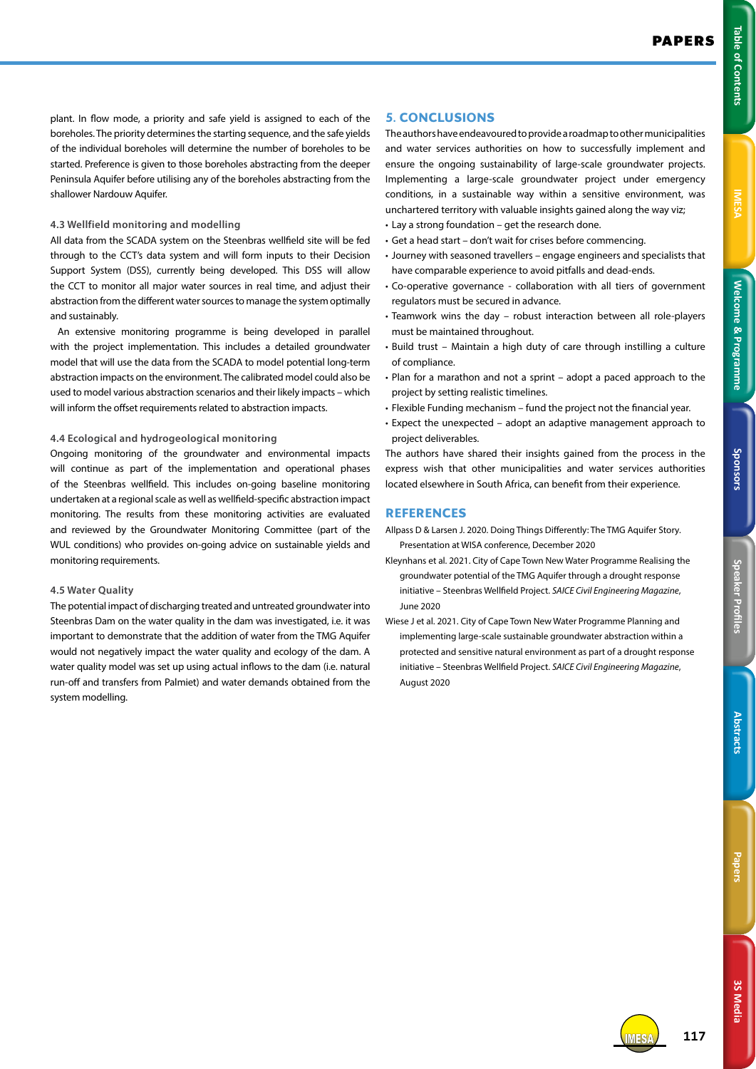plant. In flow mode, a priority and safe yield is assigned to each of the boreholes. The priority determines the starting sequence, and the safe yields of the individual boreholes will determine the number of boreholes to be started. Preference is given to those boreholes abstracting from the deeper Peninsula Aquifer before utilising any of the boreholes abstracting from the shallower Nardouw Aquifer.

#### 4.3 Wellfield monitoring and modelling

All data from the SCADA system on the Steenbras wellfield site will be fed through to the CCT's data system and will form inputs to their Decision Support System (DSS), currently being developed. This DSS will allow the CCT to monitor all major water sources in real time, and adjust their abstraction from the different water sources to manage the system optimally and sustainably.

An extensive monitoring programme is being developed in parallel with the project implementation. This includes a detailed groundwater model that will use the data from the SCADA to model potential long-term abstraction impacts on the environment. The calibrated model could also be used to model various abstraction scenarios and their likely impacts – which will inform the offset requirements related to abstraction impacts.

#### 4.4 Ecological and hydrogeological monitoring

Ongoing monitoring of the groundwater and environmental impacts will continue as part of the implementation and operational phases of the Steenbras wellfield. This includes on-going baseline monitoring undertaken at a regional scale as well as wellfield-specific abstraction impact monitoring. The results from these monitoring activities are evaluated and reviewed by the Groundwater Monitoring Committee (part of the WUL conditions) who provides on-going advice on sustainable yields and monitoring requirements.

#### 4.5 Water Quality

The potential impact of discharging treated and untreated groundwater into Steenbras Dam on the water quality in the dam was investigated, i.e. it was important to demonstrate that the addition of water from the TMG Aquifer would not negatively impact the water quality and ecology of the dam. A water quality model was set up using actual inflows to the dam (i.e. natural run-off and transfers from Palmiet) and water demands obtained from the system modelling.

## 5. CONCLUSIONS

The authors have endeavoured to provide a roadmap to other municipalities and water services authorities on how to successfully implement and ensure the ongoing sustainability of large-scale groundwater projects. Implementing a large-scale groundwater project under emergency conditions, in a sustainable way within a sensitive environment, was unchartered territory with valuable insights gained along the way viz;

- Lay a strong foundation – get the research done.
- Get a head start – don't wait for crises before commencing.
- Journey with seasoned travellers – engage engineers and specialists that have comparable experience to avoid pitfalls and dead-ends.
- Co-operative governance - collaboration with all tiers of government regulators must be secured in advance.
- Teamwork wins the day – robust interaction between all role-players must be maintained throughout.
- Build trust – Maintain a high duty of care through instilling a culture of compliance.
- Plan for a marathon and not a sprint – adopt a paced approach to the project by setting realistic timelines.
- Flexible Funding mechanism – fund the project not the financial year.
- Expect the unexpected – adopt an adaptive management approach to project deliverables.

The authors have shared their insights gained from the process in the express wish that other municipalities and water services authorities located elsewhere in South Africa, can benefit from their experience.

## REFERENCES

Allpass D & Larsen J. 2020. Doing Things Differently: The TMG Aquifer Story. Presentation at WISA conference, December 2020

Kleynhans et al. 2021. City of Cape Town New Water Programme Realising the groundwater potential of the TMG Aquifer through a drought response initiative – Steenbras Wellfield Project. *SAICE Civil Engineering Magazine*, June 2020

Wiese J et al. 2021. City of Cape Town New Water Programme Planning and implementing large-scale sustainable groundwater abstraction within a protected and sensitive natural environment as part of a drought response initiative – Steenbras Wellfield Project. *SAICE Civil Engineering Magazine*, August 2020